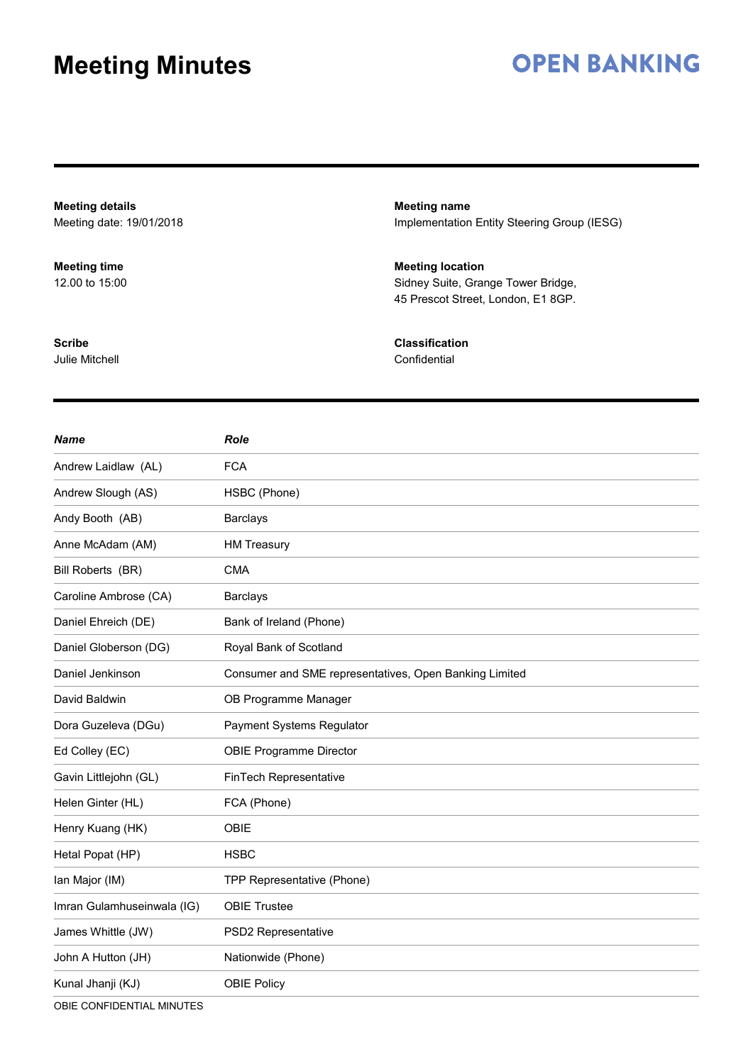# Meeting Minutes

**OPEN BANKING**

**Meeting details**
Meeting date: 19/01/2018

**Meeting name**
Implementation Entity Steering Group (IESG)

**Meeting time**
12.00 to 15:00

**Meeting location**
Sidney Suite, Grange Tower Bridge,
45 Prescot Street, London, E1 8GP.

**Scribe**
Julie Mitchell

**Classification**
Confidential

| *Name* | *Role* |
|---|---|
| Andrew Laidlaw (AL) | FCA |
| Andrew Slough (AS) | HSBC (Phone) |
| Andy Booth (AB) | Barclays |
| Anne McAdam (AM) | HM Treasury |
| Bill Roberts (BR) | CMA |
| Caroline Ambrose (CA) | Barclays |
| Daniel Ehreich (DE) | Bank of Ireland (Phone) |
| Daniel Globerson (DG) | Royal Bank of Scotland |
| Daniel Jenkinson | Consumer and SME representatives, Open Banking Limited |
| David Baldwin | OB Programme Manager |
| Dora Guzeleva (DGu) | Payment Systems Regulator |
| Ed Colley (EC) | OBIE Programme Director |
| Gavin Littlejohn (GL) | FinTech Representative |
| Helen Ginter (HL) | FCA (Phone) |
| Henry Kuang (HK) | OBIE |
| Hetal Popat (HP) | HSBC |
| Ian Major (IM) | TPP Representative (Phone) |
| Imran Gulamhuseinwala (IG) | OBIE Trustee |
| James Whittle (JW) | PSD2 Representative |
| John A Hutton (JH) | Nationwide (Phone) |
| Kunal Jhanji (KJ) | OBIE Policy |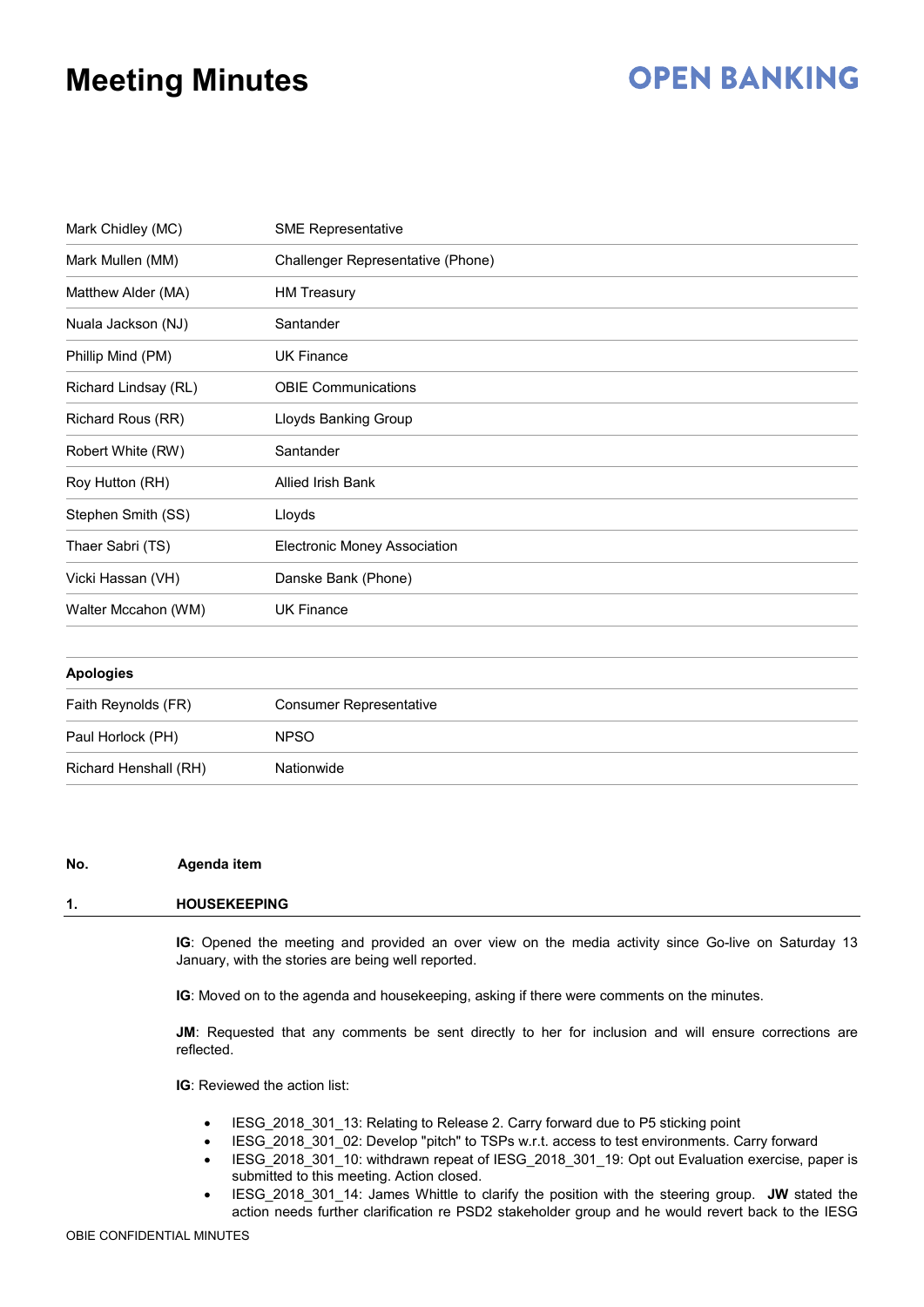# Meeting Minutes

| | |
|---|---|
| Mark Chidley (MC) | SME Representative |
| Mark Mullen (MM) | Challenger Representative (Phone) |
| Matthew Alder (MA) | HM Treasury |
| Nuala Jackson (NJ) | Santander |
| Phillip Mind (PM) | UK Finance |
| Richard Lindsay (RL) | OBIE Communications |
| Richard Rous (RR) | Lloyds Banking Group |
| Robert White (RW) | Santander |
| Roy Hutton (RH) | Allied Irish Bank |
| Stephen Smith (SS) | Lloyds |
| Thaer Sabri (TS) | Electronic Money Association |
| Vicki Hassan (VH) | Danske Bank (Phone) |
| Walter Mccahon (WM) | UK Finance |

| **Apologies** | |
|---|---|
| Faith Reynolds (FR) | Consumer Representative |
| Paul Horlock (PH) | NPSO |
| Richard Henshall (RH) | Nationwide |

| **No.** | **Agenda item** |
|---|---|
| **1.** | **HOUSEKEEPING** |

**IG**: Opened the meeting and provided an over view on the media activity since Go-live on Saturday 13 January, with the stories are being well reported.

**IG**: Moved on to the agenda and housekeeping, asking if there were comments on the minutes.

**JM**: Requested that any comments be sent directly to her for inclusion and will ensure corrections are reflected.

**IG**: Reviewed the action list:

- IESG_2018_301_13: Relating to Release 2. Carry forward due to P5 sticking point
- IESG_2018_301_02: Develop "pitch" to TSPs w.r.t. access to test environments. Carry forward
- IESG_2018_301_10: withdrawn repeat of IESG_2018_301_19: Opt out Evaluation exercise, paper is submitted to this meeting. Action closed.
- IESG_2018_301_14: James Whittle to clarify the position with the steering group. **JW** stated the action needs further clarification re PSD2 stakeholder group and he would revert back to the IESG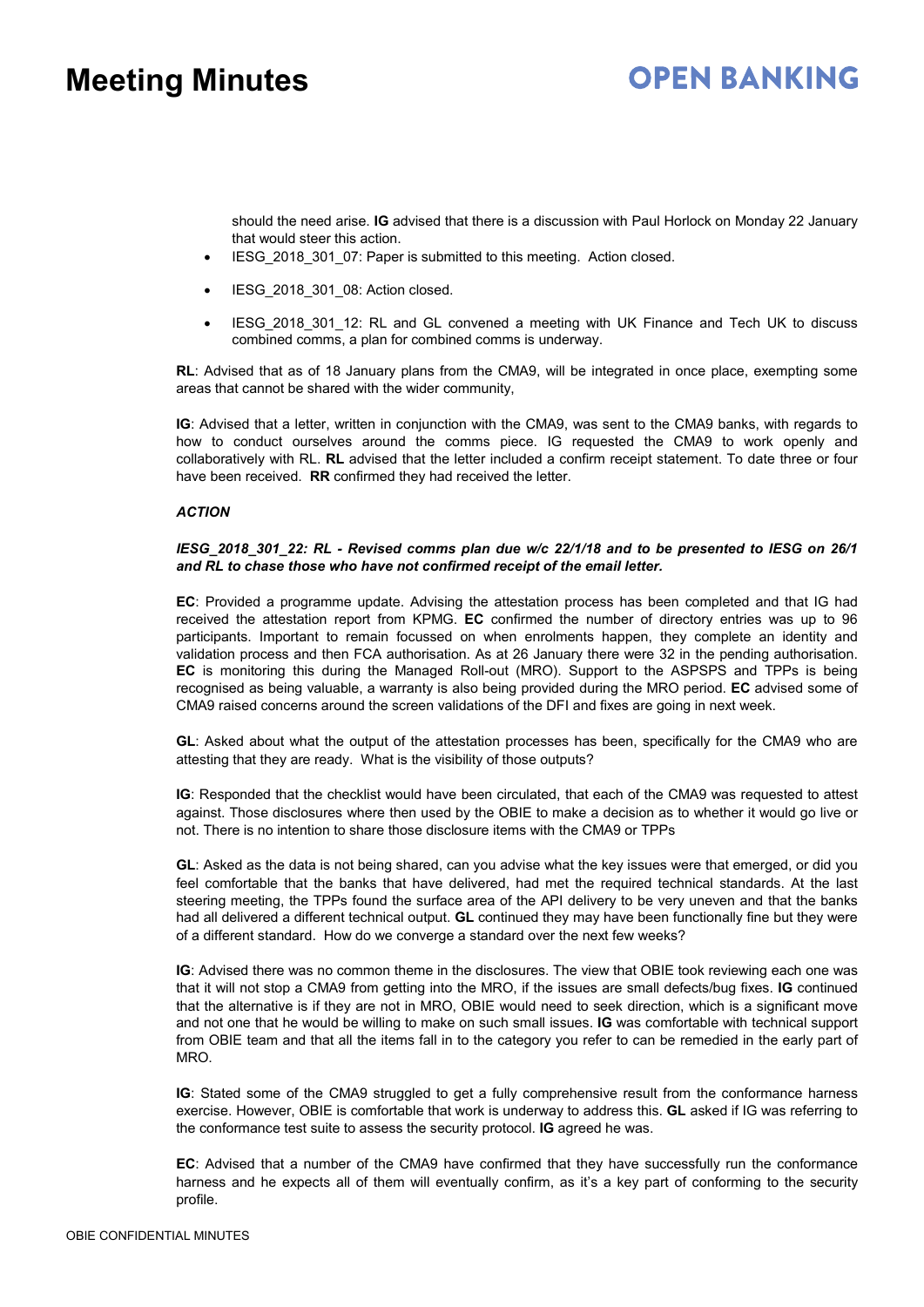should the need arise. **IG** advised that there is a discussion with Paul Horlock on Monday 22 January that would steer this action.

- IESG_2018_301_07: Paper is submitted to this meeting. Action closed.
- IESG_2018_301_08: Action closed.
- IESG_2018_301_12: RL and GL convened a meeting with UK Finance and Tech UK to discuss combined comms, a plan for combined comms is underway.

**RL**: Advised that as of 18 January plans from the CMA9, will be integrated in once place, exempting some areas that cannot be shared with the wider community,

**IG**: Advised that a letter, written in conjunction with the CMA9, was sent to the CMA9 banks, with regards to how to conduct ourselves around the comms piece. IG requested the CMA9 to work openly and collaboratively with RL. **RL** advised that the letter included a confirm receipt statement. To date three or four have been received. **RR** confirmed they had received the letter.

***ACTION***

***IESG_2018_301_22: RL - Revised comms plan due w/c 22/1/18 and to be presented to IESG on 26/1 and RL to chase those who have not confirmed receipt of the email letter.***

**EC**: Provided a programme update. Advising the attestation process has been completed and that IG had received the attestation report from KPMG. **EC** confirmed the number of directory entries was up to 96 participants. Important to remain focussed on when enrolments happen, they complete an identity and validation process and then FCA authorisation. As at 26 January there were 32 in the pending authorisation. **EC** is monitoring this during the Managed Roll-out (MRO). Support to the ASPSPS and TPPs is being recognised as being valuable, a warranty is also being provided during the MRO period. **EC** advised some of CMA9 raised concerns around the screen validations of the DFI and fixes are going in next week.

**GL**: Asked about what the output of the attestation processes has been, specifically for the CMA9 who are attesting that they are ready. What is the visibility of those outputs?

**IG**: Responded that the checklist would have been circulated, that each of the CMA9 was requested to attest against. Those disclosures where then used by the OBIE to make a decision as to whether it would go live or not. There is no intention to share those disclosure items with the CMA9 or TPPs

**GL**: Asked as the data is not being shared, can you advise what the key issues were that emerged, or did you feel comfortable that the banks that have delivered, had met the required technical standards. At the last steering meeting, the TPPs found the surface area of the API delivery to be very uneven and that the banks had all delivered a different technical output. **GL** continued they may have been functionally fine but they were of a different standard. How do we converge a standard over the next few weeks?

**IG**: Advised there was no common theme in the disclosures. The view that OBIE took reviewing each one was that it will not stop a CMA9 from getting into the MRO, if the issues are small defects/bug fixes. **IG** continued that the alternative is if they are not in MRO, OBIE would need to seek direction, which is a significant move and not one that he would be willing to make on such small issues. **IG** was comfortable with technical support from OBIE team and that all the items fall in to the category you refer to can be remedied in the early part of MRO.

**IG**: Stated some of the CMA9 struggled to get a fully comprehensive result from the conformance harness exercise. However, OBIE is comfortable that work is underway to address this. **GL** asked if IG was referring to the conformance test suite to assess the security protocol. **IG** agreed he was.

**EC**: Advised that a number of the CMA9 have confirmed that they have successfully run the conformance harness and he expects all of them will eventually confirm, as it's a key part of conforming to the security profile.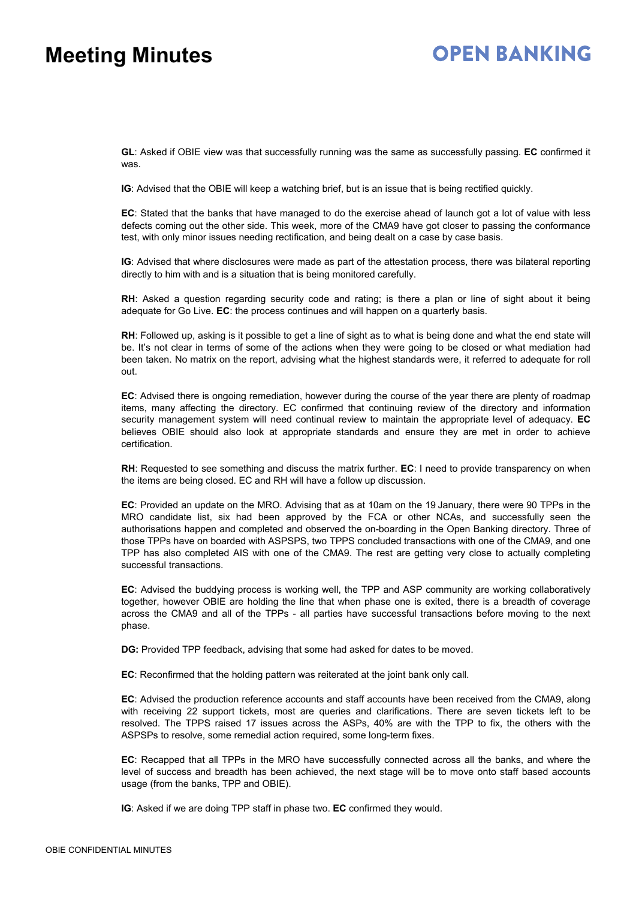**GL**: Asked if OBIE view was that successfully running was the same as successfully passing. **EC** confirmed it was.

**IG**: Advised that the OBIE will keep a watching brief, but is an issue that is being rectified quickly.

**EC**: Stated that the banks that have managed to do the exercise ahead of launch got a lot of value with less defects coming out the other side. This week, more of the CMA9 have got closer to passing the conformance test, with only minor issues needing rectification, and being dealt on a case by case basis.

**IG**: Advised that where disclosures were made as part of the attestation process, there was bilateral reporting directly to him with and is a situation that is being monitored carefully.

**RH**: Asked a question regarding security code and rating; is there a plan or line of sight about it being adequate for Go Live. **EC**: the process continues and will happen on a quarterly basis.

**RH**: Followed up, asking is it possible to get a line of sight as to what is being done and what the end state will be. It's not clear in terms of some of the actions when they were going to be closed or what mediation had been taken. No matrix on the report, advising what the highest standards were, it referred to adequate for roll out.

**EC**: Advised there is ongoing remediation, however during the course of the year there are plenty of roadmap items, many affecting the directory. EC confirmed that continuing review of the directory and information security management system will need continual review to maintain the appropriate level of adequacy. **EC** believes OBIE should also look at appropriate standards and ensure they are met in order to achieve certification.

**RH**: Requested to see something and discuss the matrix further. **EC**: I need to provide transparency on when the items are being closed. EC and RH will have a follow up discussion.

**EC**: Provided an update on the MRO. Advising that as at 10am on the 19 January, there were 90 TPPs in the MRO candidate list, six had been approved by the FCA or other NCAs, and successfully seen the authorisations happen and completed and observed the on-boarding in the Open Banking directory. Three of those TPPs have on boarded with ASPSPS, two TPPS concluded transactions with one of the CMA9, and one TPP has also completed AIS with one of the CMA9. The rest are getting very close to actually completing successful transactions.

**EC**: Advised the buddying process is working well, the TPP and ASP community are working collaboratively together, however OBIE are holding the line that when phase one is exited, there is a breadth of coverage across the CMA9 and all of the TPPs - all parties have successful transactions before moving to the next phase.

**DG:** Provided TPP feedback, advising that some had asked for dates to be moved.

**EC**: Reconfirmed that the holding pattern was reiterated at the joint bank only call.

**EC**: Advised the production reference accounts and staff accounts have been received from the CMA9, along with receiving 22 support tickets, most are queries and clarifications. There are seven tickets left to be resolved. The TPPS raised 17 issues across the ASPs, 40% are with the TPP to fix, the others with the ASPSPs to resolve, some remedial action required, some long-term fixes.

**EC**: Recapped that all TPPs in the MRO have successfully connected across all the banks, and where the level of success and breadth has been achieved, the next stage will be to move onto staff based accounts usage (from the banks, TPP and OBIE).

**IG**: Asked if we are doing TPP staff in phase two. **EC** confirmed they would.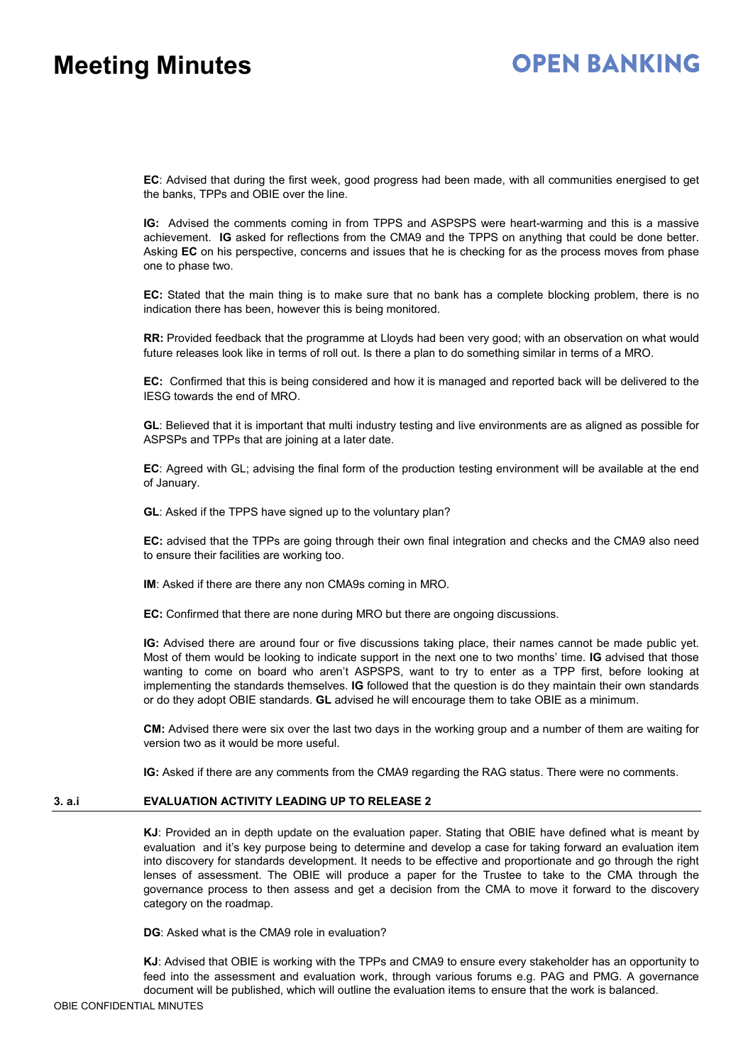**EC**: Advised that during the first week, good progress had been made, with all communities energised to get the banks, TPPs and OBIE over the line.

**IG:** Advised the comments coming in from TPPS and ASPSPS were heart-warming and this is a massive achievement. **IG** asked for reflections from the CMA9 and the TPPS on anything that could be done better. Asking **EC** on his perspective, concerns and issues that he is checking for as the process moves from phase one to phase two.

**EC:** Stated that the main thing is to make sure that no bank has a complete blocking problem, there is no indication there has been, however this is being monitored.

**RR:** Provided feedback that the programme at Lloyds had been very good; with an observation on what would future releases look like in terms of roll out. Is there a plan to do something similar in terms of a MRO.

**EC:** Confirmed that this is being considered and how it is managed and reported back will be delivered to the IESG towards the end of MRO.

**GL**: Believed that it is important that multi industry testing and live environments are as aligned as possible for ASPSPs and TPPs that are joining at a later date.

**EC**: Agreed with GL; advising the final form of the production testing environment will be available at the end of January.

**GL**: Asked if the TPPS have signed up to the voluntary plan?

**EC:** advised that the TPPs are going through their own final integration and checks and the CMA9 also need to ensure their facilities are working too.

**IM**: Asked if there are there any non CMA9s coming in MRO.

**EC:** Confirmed that there are none during MRO but there are ongoing discussions.

**IG:** Advised there are around four or five discussions taking place, their names cannot be made public yet. Most of them would be looking to indicate support in the next one to two months' time. **IG** advised that those wanting to come on board who aren't ASPSPS, want to try to enter as a TPP first, before looking at implementing the standards themselves. **IG** followed that the question is do they maintain their own standards or do they adopt OBIE standards. **GL** advised he will encourage them to take OBIE as a minimum.

**CM:** Advised there were six over the last two days in the working group and a number of them are waiting for version two as it would be more useful.

**IG:** Asked if there are any comments from the CMA9 regarding the RAG status. There were no comments.

## 3. a.i EVALUATION ACTIVITY LEADING UP TO RELEASE 2

**KJ**: Provided an in depth update on the evaluation paper. Stating that OBIE have defined what is meant by evaluation and it's key purpose being to determine and develop a case for taking forward an evaluation item into discovery for standards development. It needs to be effective and proportionate and go through the right lenses of assessment. The OBIE will produce a paper for the Trustee to take to the CMA through the governance process to then assess and get a decision from the CMA to move it forward to the discovery category on the roadmap.

**DG**: Asked what is the CMA9 role in evaluation?

**KJ**: Advised that OBIE is working with the TPPs and CMA9 to ensure every stakeholder has an opportunity to feed into the assessment and evaluation work, through various forums e.g. PAG and PMG. A governance document will be published, which will outline the evaluation items to ensure that the work is balanced.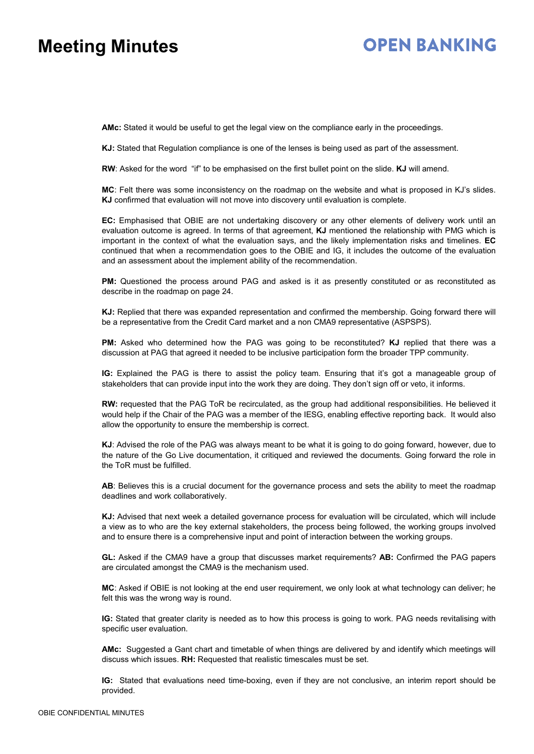**AMc:** Stated it would be useful to get the legal view on the compliance early in the proceedings.

**KJ:** Stated that Regulation compliance is one of the lenses is being used as part of the assessment.

**RW**: Asked for the word "if" to be emphasised on the first bullet point on the slide. **KJ** will amend.

**MC**: Felt there was some inconsistency on the roadmap on the website and what is proposed in KJ's slides. **KJ** confirmed that evaluation will not move into discovery until evaluation is complete.

**EC:** Emphasised that OBIE are not undertaking discovery or any other elements of delivery work until an evaluation outcome is agreed. In terms of that agreement, **KJ** mentioned the relationship with PMG which is important in the context of what the evaluation says, and the likely implementation risks and timelines. **EC** continued that when a recommendation goes to the OBIE and IG, it includes the outcome of the evaluation and an assessment about the implement ability of the recommendation.

**PM:** Questioned the process around PAG and asked is it as presently constituted or as reconstituted as describe in the roadmap on page 24.

**KJ:** Replied that there was expanded representation and confirmed the membership. Going forward there will be a representative from the Credit Card market and a non CMA9 representative (ASPSPS).

**PM:** Asked who determined how the PAG was going to be reconstituted? **KJ** replied that there was a discussion at PAG that agreed it needed to be inclusive participation form the broader TPP community.

**IG:** Explained the PAG is there to assist the policy team. Ensuring that it's got a manageable group of stakeholders that can provide input into the work they are doing. They don't sign off or veto, it informs.

**RW:** requested that the PAG ToR be recirculated, as the group had additional responsibilities. He believed it would help if the Chair of the PAG was a member of the IESG, enabling effective reporting back. It would also allow the opportunity to ensure the membership is correct.

**KJ**: Advised the role of the PAG was always meant to be what it is going to do going forward, however, due to the nature of the Go Live documentation, it critiqued and reviewed the documents. Going forward the role in the ToR must be fulfilled.

**AB**: Believes this is a crucial document for the governance process and sets the ability to meet the roadmap deadlines and work collaboratively.

**KJ:** Advised that next week a detailed governance process for evaluation will be circulated, which will include a view as to who are the key external stakeholders, the process being followed, the working groups involved and to ensure there is a comprehensive input and point of interaction between the working groups.

**GL:** Asked if the CMA9 have a group that discusses market requirements? **AB:** Confirmed the PAG papers are circulated amongst the CMA9 is the mechanism used.

**MC**: Asked if OBIE is not looking at the end user requirement, we only look at what technology can deliver; he felt this was the wrong way is round.

**IG:** Stated that greater clarity is needed as to how this process is going to work. PAG needs revitalising with specific user evaluation.

**AMc:** Suggested a Gant chart and timetable of when things are delivered by and identify which meetings will discuss which issues. **RH:** Requested that realistic timescales must be set.

**IG:** Stated that evaluations need time-boxing, even if they are not conclusive, an interim report should be provided.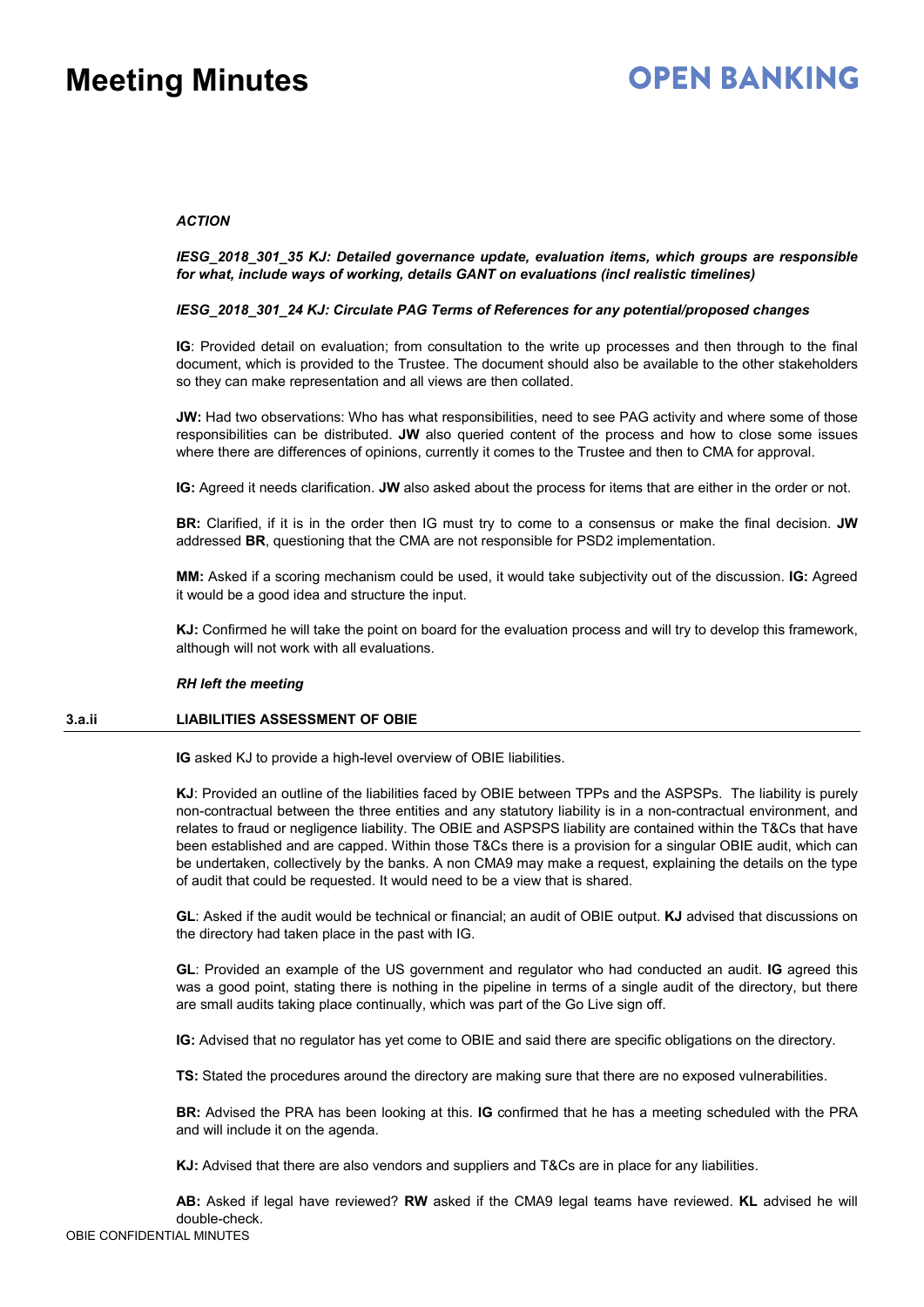***ACTION***

***IESG_2018_301_35 KJ: Detailed governance update, evaluation items, which groups are responsible for what, include ways of working, details GANT on evaluations (incl realistic timelines)***

***IESG_2018_301_24 KJ: Circulate PAG Terms of References for any potential/proposed changes***

**IG**: Provided detail on evaluation; from consultation to the write up processes and then through to the final document, which is provided to the Trustee. The document should also be available to the other stakeholders so they can make representation and all views are then collated.

**JW:** Had two observations: Who has what responsibilities, need to see PAG activity and where some of those responsibilities can be distributed. **JW** also queried content of the process and how to close some issues where there are differences of opinions, currently it comes to the Trustee and then to CMA for approval.

**IG:** Agreed it needs clarification. **JW** also asked about the process for items that are either in the order or not.

**BR:** Clarified, if it is in the order then IG must try to come to a consensus or make the final decision. **JW** addressed **BR**, questioning that the CMA are not responsible for PSD2 implementation.

**MM:** Asked if a scoring mechanism could be used, it would take subjectivity out of the discussion. **IG:** Agreed it would be a good idea and structure the input.

**KJ:** Confirmed he will take the point on board for the evaluation process and will try to develop this framework, although will not work with all evaluations.

***RH left the meeting***

## 3.a.ii LIABILITIES ASSESSMENT OF OBIE

**IG** asked KJ to provide a high-level overview of OBIE liabilities.

**KJ**: Provided an outline of the liabilities faced by OBIE between TPPs and the ASPSPs. The liability is purely non-contractual between the three entities and any statutory liability is in a non-contractual environment, and relates to fraud or negligence liability. The OBIE and ASPSPS liability are contained within the T&Cs that have been established and are capped. Within those T&Cs there is a provision for a singular OBIE audit, which can be undertaken, collectively by the banks. A non CMA9 may make a request, explaining the details on the type of audit that could be requested. It would need to be a view that is shared.

**GL**: Asked if the audit would be technical or financial; an audit of OBIE output. **KJ** advised that discussions on the directory had taken place in the past with IG.

**GL**: Provided an example of the US government and regulator who had conducted an audit. **IG** agreed this was a good point, stating there is nothing in the pipeline in terms of a single audit of the directory, but there are small audits taking place continually, which was part of the Go Live sign off.

**IG:** Advised that no regulator has yet come to OBIE and said there are specific obligations on the directory.

**TS:** Stated the procedures around the directory are making sure that there are no exposed vulnerabilities.

**BR:** Advised the PRA has been looking at this. **IG** confirmed that he has a meeting scheduled with the PRA and will include it on the agenda.

**KJ:** Advised that there are also vendors and suppliers and T&Cs are in place for any liabilities.

**AB:** Asked if legal have reviewed? **RW** asked if the CMA9 legal teams have reviewed. **KL** advised he will double-check.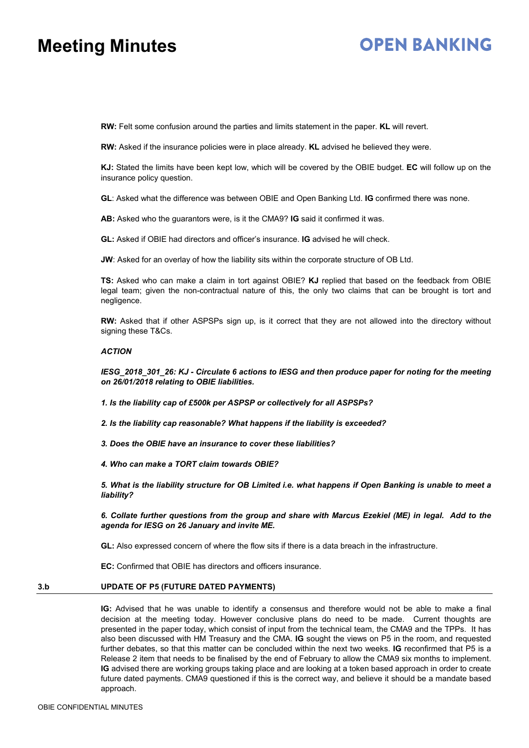**RW:** Felt some confusion around the parties and limits statement in the paper. **KL** will revert.

**RW:** Asked if the insurance policies were in place already. **KL** advised he believed they were.

**KJ:** Stated the limits have been kept low, which will be covered by the OBIE budget. **EC** will follow up on the insurance policy question.

**GL**: Asked what the difference was between OBIE and Open Banking Ltd. **IG** confirmed there was none.

**AB:** Asked who the guarantors were, is it the CMA9? **IG** said it confirmed it was.

**GL:** Asked if OBIE had directors and officer's insurance. **IG** advised he will check.

**JW**: Asked for an overlay of how the liability sits within the corporate structure of OB Ltd.

**TS:** Asked who can make a claim in tort against OBIE? **KJ** replied that based on the feedback from OBIE legal team; given the non-contractual nature of this, the only two claims that can be brought is tort and negligence.

**RW:** Asked that if other ASPSPs sign up, is it correct that they are not allowed into the directory without signing these T&Cs.

***ACTION***

***IESG_2018_301_26: KJ - Circulate 6 actions to IESG and then produce paper for noting for the meeting on 26/01/2018 relating to OBIE liabilities.***

***1. Is the liability cap of £500k per ASPSP or collectively for all ASPSPs?***

***2. Is the liability cap reasonable? What happens if the liability is exceeded?***

***3. Does the OBIE have an insurance to cover these liabilities?***

***4. Who can make a TORT claim towards OBIE?***

***5. What is the liability structure for OB Limited i.e. what happens if Open Banking is unable to meet a liability?***

***6. Collate further questions from the group and share with Marcus Ezekiel (ME) in legal. Add to the agenda for IESG on 26 January and invite ME.***

**GL:** Also expressed concern of where the flow sits if there is a data breach in the infrastructure.

**EC:** Confirmed that OBIE has directors and officers insurance.

## 3.b UPDATE OF P5 (FUTURE DATED PAYMENTS)

**IG:** Advised that he was unable to identify a consensus and therefore would not be able to make a final decision at the meeting today. However conclusive plans do need to be made. Current thoughts are presented in the paper today, which consist of input from the technical team, the CMA9 and the TPPs. It has also been discussed with HM Treasury and the CMA. **IG** sought the views on P5 in the room, and requested further debates, so that this matter can be concluded within the next two weeks. **IG** reconfirmed that P5 is a Release 2 item that needs to be finalised by the end of February to allow the CMA9 six months to implement. **IG** advised there are working groups taking place and are looking at a token based approach in order to create future dated payments. CMA9 questioned if this is the correct way, and believe it should be a mandate based approach.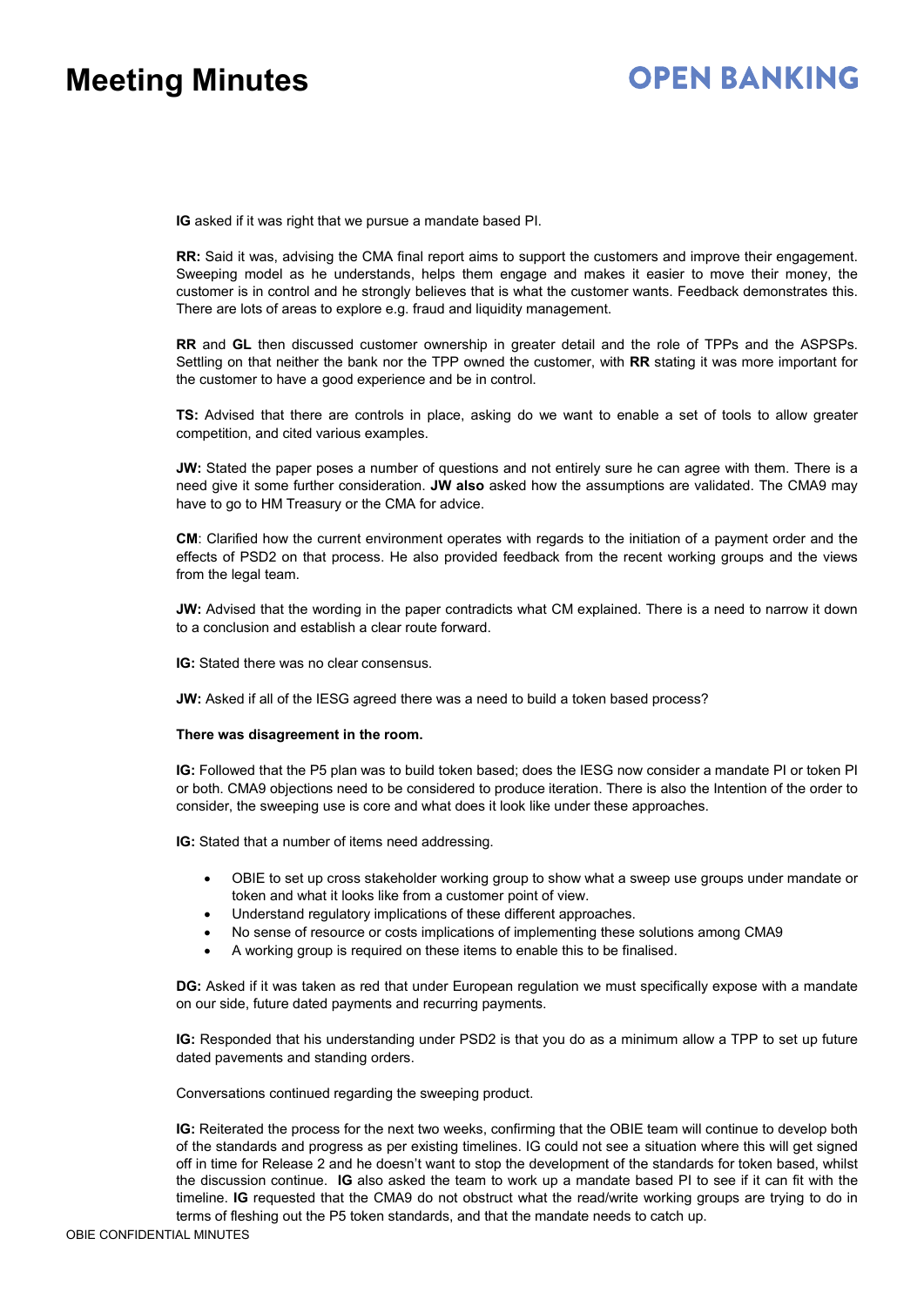**IG** asked if it was right that we pursue a mandate based PI.

**RR:** Said it was, advising the CMA final report aims to support the customers and improve their engagement. Sweeping model as he understands, helps them engage and makes it easier to move their money, the customer is in control and he strongly believes that is what the customer wants. Feedback demonstrates this. There are lots of areas to explore e.g. fraud and liquidity management.

**RR** and **GL** then discussed customer ownership in greater detail and the role of TPPs and the ASPSPs. Settling on that neither the bank nor the TPP owned the customer, with **RR** stating it was more important for the customer to have a good experience and be in control.

**TS:** Advised that there are controls in place, asking do we want to enable a set of tools to allow greater competition, and cited various examples.

**JW:** Stated the paper poses a number of questions and not entirely sure he can agree with them. There is a need give it some further consideration. **JW also** asked how the assumptions are validated. The CMA9 may have to go to HM Treasury or the CMA for advice.

**CM**: Clarified how the current environment operates with regards to the initiation of a payment order and the effects of PSD2 on that process. He also provided feedback from the recent working groups and the views from the legal team.

**JW:** Advised that the wording in the paper contradicts what CM explained. There is a need to narrow it down to a conclusion and establish a clear route forward.

**IG:** Stated there was no clear consensus.

**JW:** Asked if all of the IESG agreed there was a need to build a token based process?

**There was disagreement in the room.**

**IG:** Followed that the P5 plan was to build token based; does the IESG now consider a mandate PI or token PI or both. CMA9 objections need to be considered to produce iteration. There is also the Intention of the order to consider, the sweeping use is core and what does it look like under these approaches.

**IG:** Stated that a number of items need addressing.

- OBIE to set up cross stakeholder working group to show what a sweep use groups under mandate or token and what it looks like from a customer point of view.
- Understand regulatory implications of these different approaches.
- No sense of resource or costs implications of implementing these solutions among CMA9
- A working group is required on these items to enable this to be finalised.

**DG:** Asked if it was taken as red that under European regulation we must specifically expose with a mandate on our side, future dated payments and recurring payments.

**IG:** Responded that his understanding under PSD2 is that you do as a minimum allow a TPP to set up future dated pavements and standing orders.

Conversations continued regarding the sweeping product.

**IG:** Reiterated the process for the next two weeks, confirming that the OBIE team will continue to develop both of the standards and progress as per existing timelines. IG could not see a situation where this will get signed off in time for Release 2 and he doesn't want to stop the development of the standards for token based, whilst the discussion continue. **IG** also asked the team to work up a mandate based PI to see if it can fit with the timeline. **IG** requested that the CMA9 do not obstruct what the read/write working groups are trying to do in terms of fleshing out the P5 token standards, and that the mandate needs to catch up.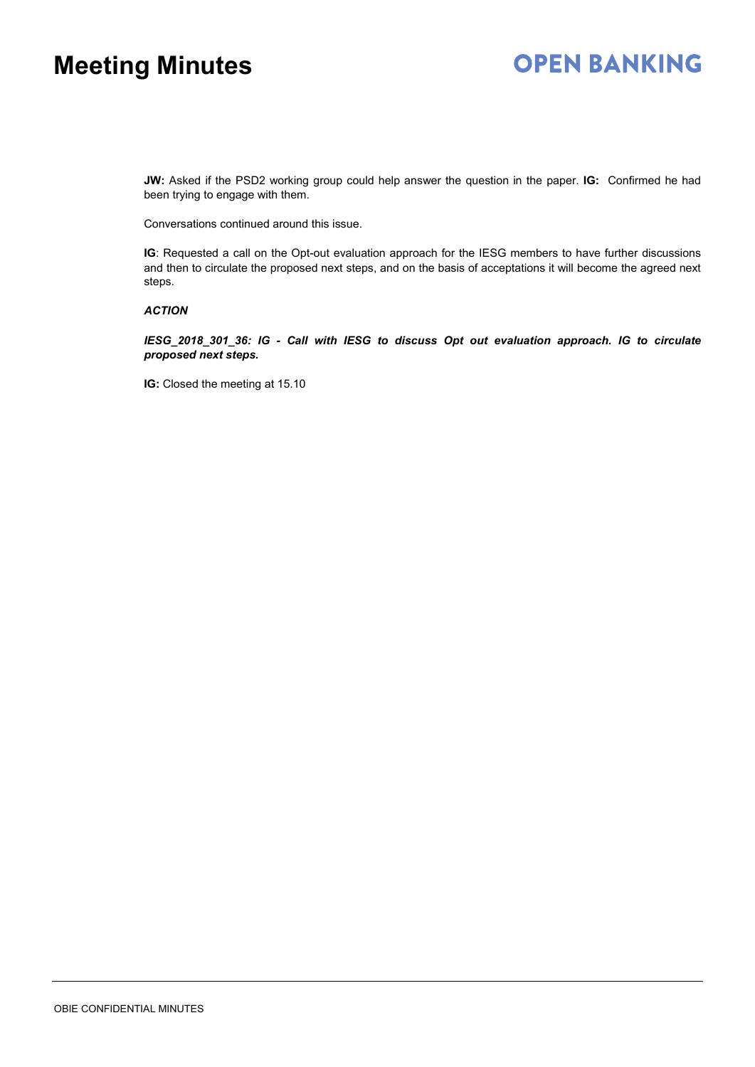**JW:** Asked if the PSD2 working group could help answer the question in the paper. **IG:** Confirmed he had been trying to engage with them.

Conversations continued around this issue.

**IG**: Requested a call on the Opt-out evaluation approach for the IESG members to have further discussions and then to circulate the proposed next steps, and on the basis of acceptations it will become the agreed next steps.

***ACTION***

***IESG_2018_301_36: IG - Call with IESG to discuss Opt out evaluation approach. IG to circulate proposed next steps.***

**IG:** Closed the meeting at 15.10